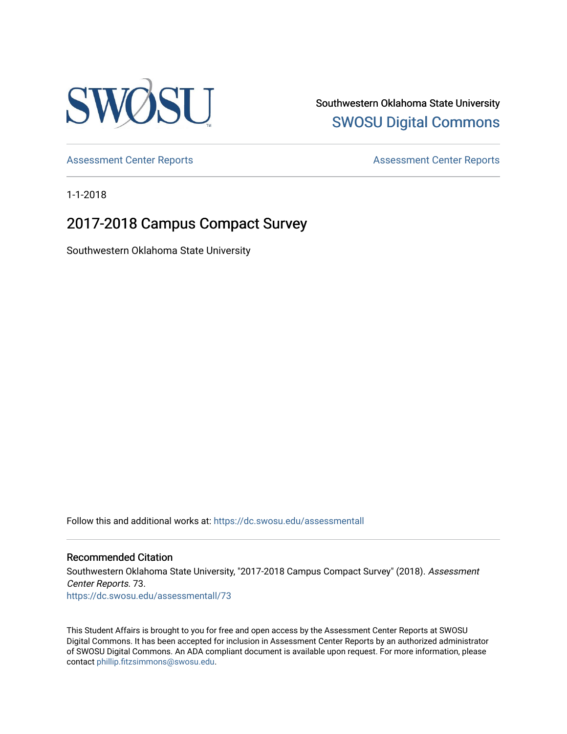SWOSU

Southwestern Oklahoma State University
SWOSU Digital Commons

Assessment Center Reports | Assessment Center Reports

1-1-2018

# 2017-2018 Campus Compact Survey

Southwestern Oklahoma State University

Follow this and additional works at: https://dc.swosu.edu/assessmentall

## Recommended Citation

Southwestern Oklahoma State University, "2017-2018 Campus Compact Survey" (2018). *Assessment Center Reports*. 73.
https://dc.swosu.edu/assessmentall/73

This Student Affairs is brought to you for free and open access by the Assessment Center Reports at SWOSU Digital Commons. It has been accepted for inclusion in Assessment Center Reports by an authorized administrator of SWOSU Digital Commons. An ADA compliant document is available upon request. For more information, please contact phillip.fitzsimmons@swosu.edu.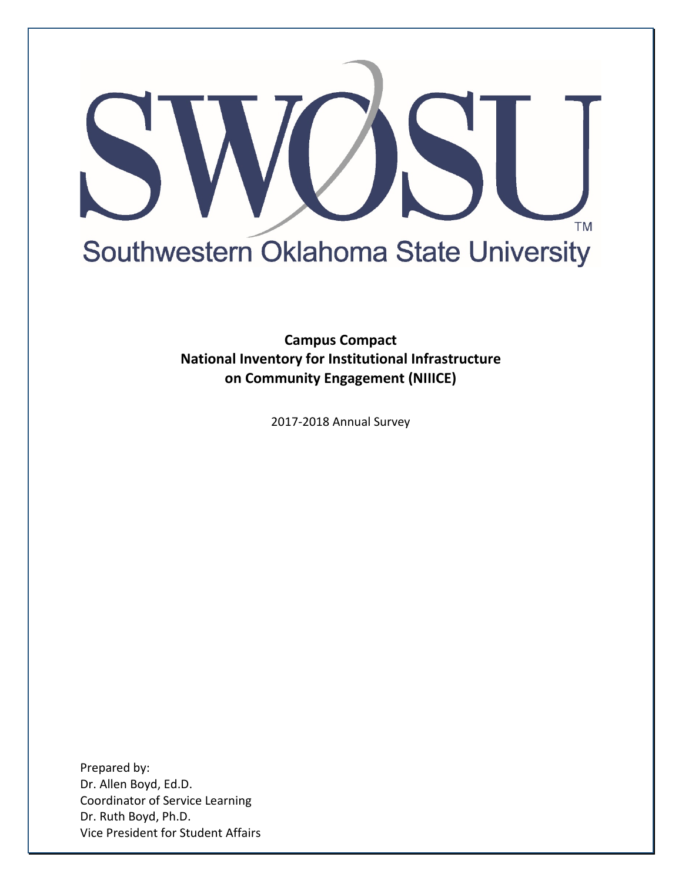# SWOSU

Southwestern Oklahoma State University

**Campus Compact**
**National Inventory for Institutional Infrastructure on Community Engagement (NIIICE)**

2017-2018 Annual Survey

Prepared by:
Dr. Allen Boyd, Ed.D.
Coordinator of Service Learning
Dr. Ruth Boyd, Ph.D.
Vice President for Student Affairs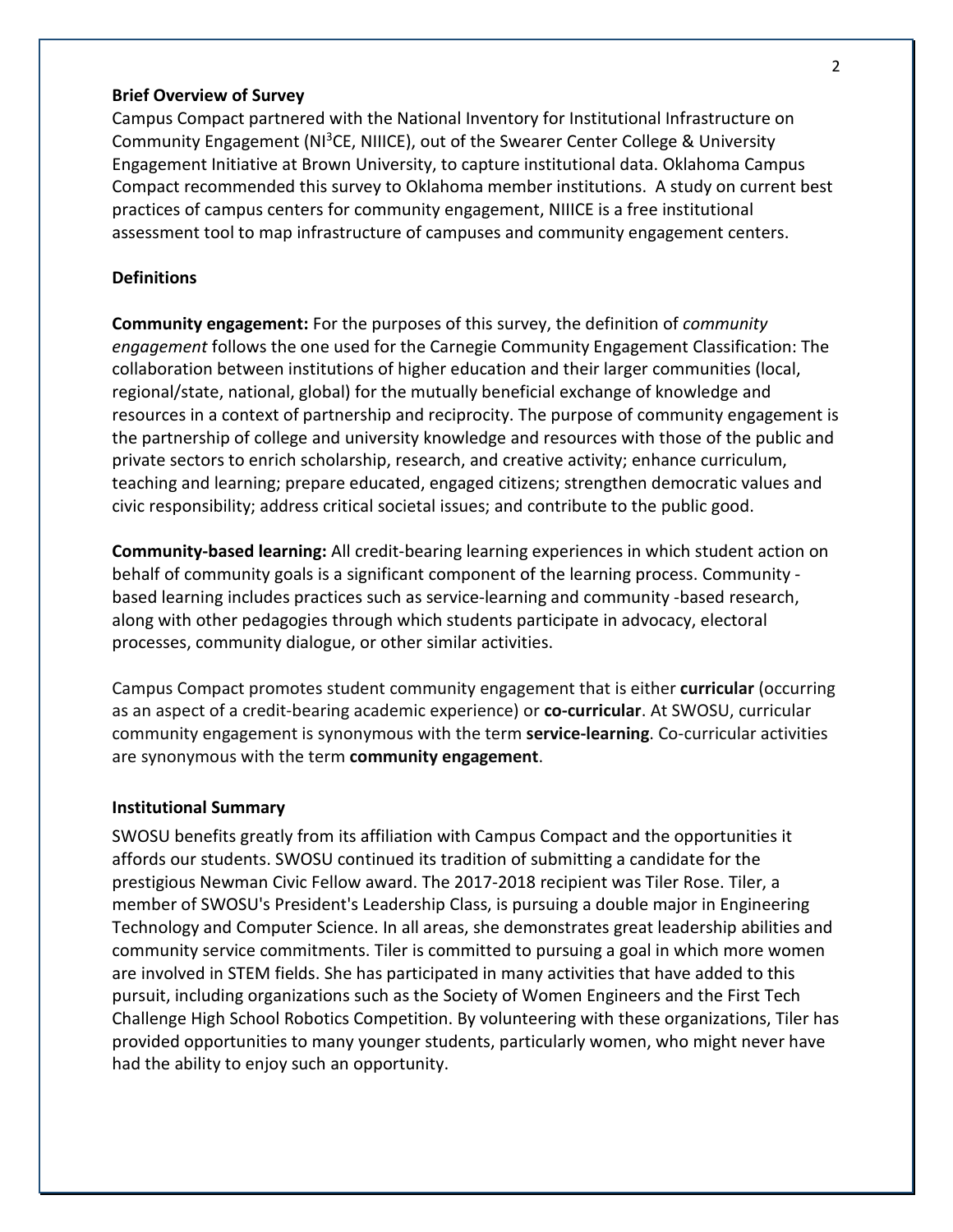**Brief Overview of Survey**

Campus Compact partnered with the National Inventory for Institutional Infrastructure on Community Engagement (NI$^3$CE, NIIICE), out of the Swearer Center College & University Engagement Initiative at Brown University, to capture institutional data. Oklahoma Campus Compact recommended this survey to Oklahoma member institutions. A study on current best practices of campus centers for community engagement, NIIICE is a free institutional assessment tool to map infrastructure of campuses and community engagement centers.

**Definitions**

**Community engagement:** For the purposes of this survey, the definition of *community engagement* follows the one used for the Carnegie Community Engagement Classification: The collaboration between institutions of higher education and their larger communities (local, regional/state, national, global) for the mutually beneficial exchange of knowledge and resources in a context of partnership and reciprocity. The purpose of community engagement is the partnership of college and university knowledge and resources with those of the public and private sectors to enrich scholarship, research, and creative activity; enhance curriculum, teaching and learning; prepare educated, engaged citizens; strengthen democratic values and civic responsibility; address critical societal issues; and contribute to the public good.

**Community-based learning:** All credit-bearing learning experiences in which student action on behalf of community goals is a significant component of the learning process. Community - based learning includes practices such as service-learning and community -based research, along with other pedagogies through which students participate in advocacy, electoral processes, community dialogue, or other similar activities.

Campus Compact promotes student community engagement that is either **curricular** (occurring as an aspect of a credit-bearing academic experience) or **co-curricular**. At SWOSU, curricular community engagement is synonymous with the term **service-learning**. Co-curricular activities are synonymous with the term **community engagement**.

**Institutional Summary**

SWOSU benefits greatly from its affiliation with Campus Compact and the opportunities it affords our students. SWOSU continued its tradition of submitting a candidate for the prestigious Newman Civic Fellow award. The 2017-2018 recipient was Tiler Rose. Tiler, a member of SWOSU's President's Leadership Class, is pursuing a double major in Engineering Technology and Computer Science. In all areas, she demonstrates great leadership abilities and community service commitments. Tiler is committed to pursuing a goal in which more women are involved in STEM fields. She has participated in many activities that have added to this pursuit, including organizations such as the Society of Women Engineers and the First Tech Challenge High School Robotics Competition. By volunteering with these organizations, Tiler has provided opportunities to many younger students, particularly women, who might never have had the ability to enjoy such an opportunity.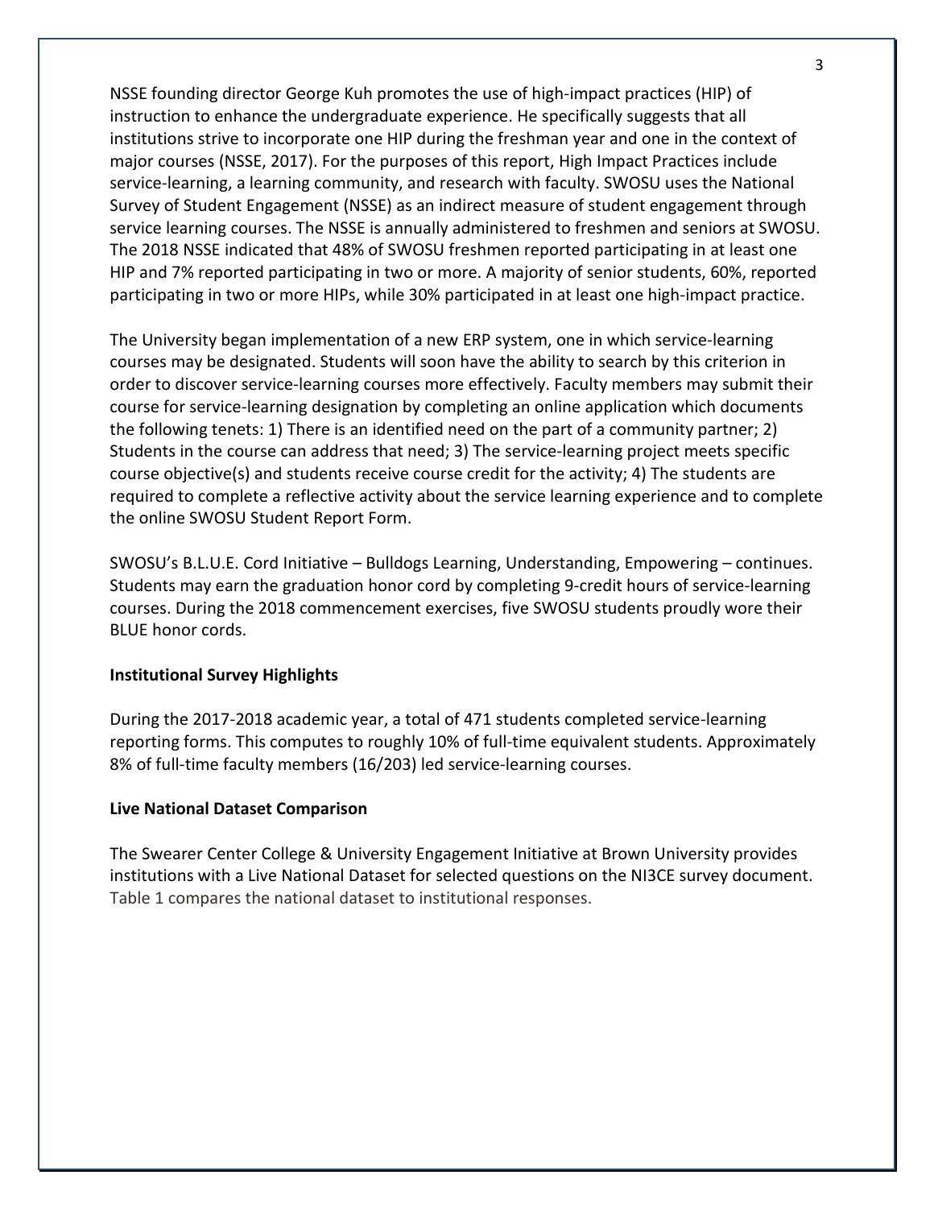NSSE founding director George Kuh promotes the use of high-impact practices (HIP) of instruction to enhance the undergraduate experience. He specifically suggests that all institutions strive to incorporate one HIP during the freshman year and one in the context of major courses (NSSE, 2017). For the purposes of this report, High Impact Practices include service-learning, a learning community, and research with faculty. SWOSU uses the National Survey of Student Engagement (NSSE) as an indirect measure of student engagement through service learning courses. The NSSE is annually administered to freshmen and seniors at SWOSU. The 2018 NSSE indicated that 48% of SWOSU freshmen reported participating in at least one HIP and 7% reported participating in two or more. A majority of senior students, 60%, reported participating in two or more HIPs, while 30% participated in at least one high-impact practice.

The University began implementation of a new ERP system, one in which service-learning courses may be designated. Students will soon have the ability to search by this criterion in order to discover service-learning courses more effectively. Faculty members may submit their course for service-learning designation by completing an online application which documents the following tenets: 1) There is an identified need on the part of a community partner; 2) Students in the course can address that need; 3) The service-learning project meets specific course objective(s) and students receive course credit for the activity; 4) The students are required to complete a reflective activity about the service learning experience and to complete the online SWOSU Student Report Form.

SWOSU's B.L.U.E. Cord Initiative – Bulldogs Learning, Understanding, Empowering – continues. Students may earn the graduation honor cord by completing 9-credit hours of service-learning courses. During the 2018 commencement exercises, five SWOSU students proudly wore their BLUE honor cords.

**Institutional Survey Highlights**

During the 2017-2018 academic year, a total of 471 students completed service-learning reporting forms. This computes to roughly 10% of full-time equivalent students. Approximately 8% of full-time faculty members (16/203) led service-learning courses.

**Live National Dataset Comparison**

The Swearer Center College & University Engagement Initiative at Brown University provides institutions with a Live National Dataset for selected questions on the NI3CE survey document. Table 1 compares the national dataset to institutional responses.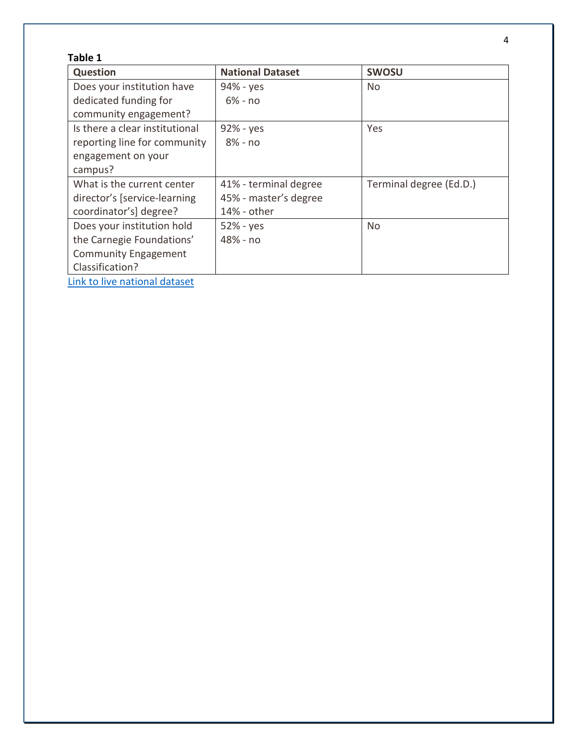**Table 1**

| Question | National Dataset | SWOSU |
|---|---|---|
| Does your institution have dedicated funding for community engagement? | 94% - yes<br>6% - no | No |
| Is there a clear institutional reporting line for community engagement on your campus? | 92% - yes<br>8% - no | Yes |
| What is the current center director's [service-learning coordinator's] degree? | 41% - terminal degree<br>45% - master's degree<br>14% - other | Terminal degree (Ed.D.) |
| Does your institution hold the Carnegie Foundations' Community Engagement Classification? | 52% - yes<br>48% - no | No |

Link to live national dataset